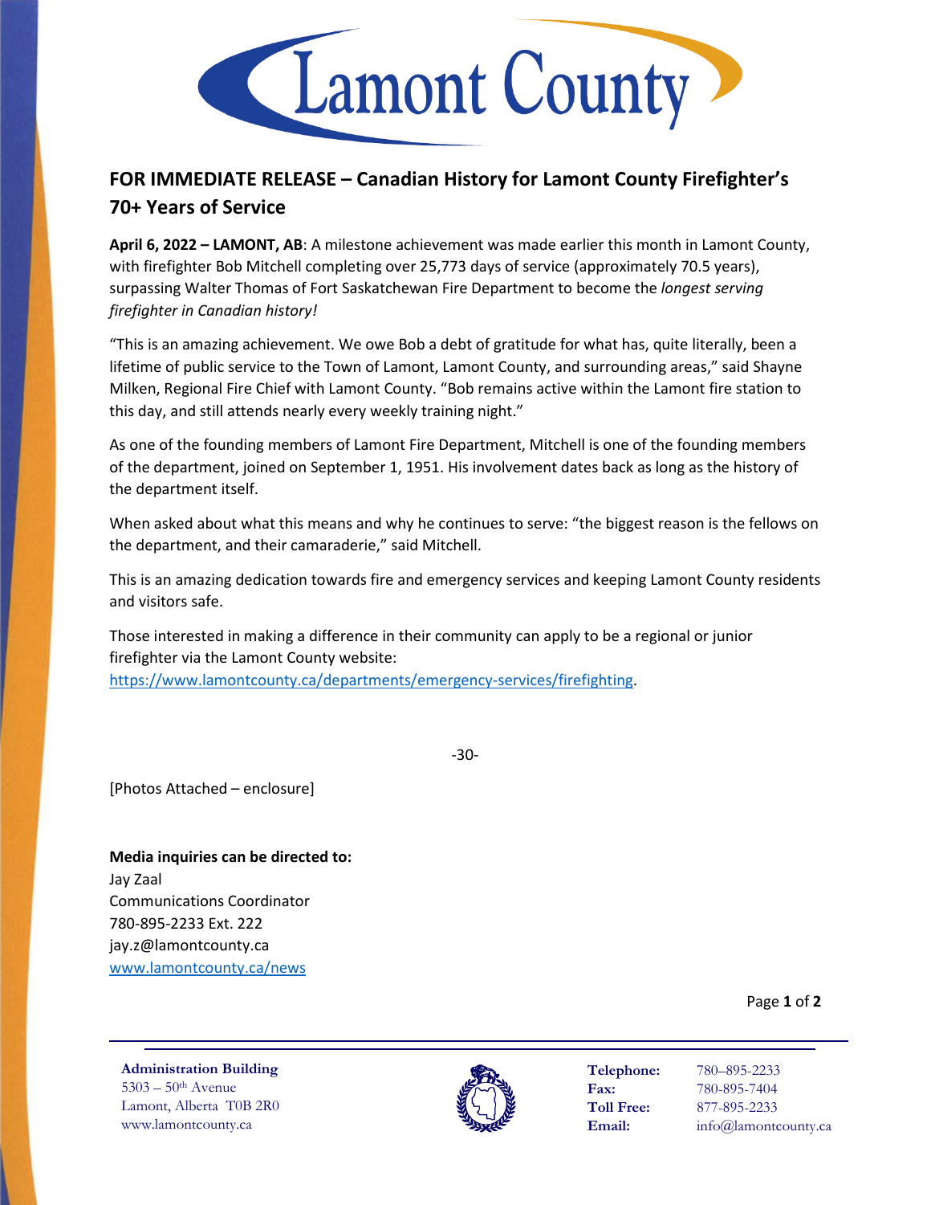Lamont County

## FOR IMMEDIATE RELEASE – Canadian History for Lamont County Firefighter's 70+ Years of Service

**April 6, 2022 – LAMONT, AB**: A milestone achievement was made earlier this month in Lamont County, with firefighter Bob Mitchell completing over 25,773 days of service (approximately 70.5 years), surpassing Walter Thomas of Fort Saskatchewan Fire Department to become the *longest serving firefighter in Canadian history!*

"This is an amazing achievement. We owe Bob a debt of gratitude for what has, quite literally, been a lifetime of public service to the Town of Lamont, Lamont County, and surrounding areas," said Shayne Milken, Regional Fire Chief with Lamont County. "Bob remains active within the Lamont fire station to this day, and still attends nearly every weekly training night."

As one of the founding members of Lamont Fire Department, Mitchell is one of the founding members of the department, joined on September 1, 1951. His involvement dates back as long as the history of the department itself.

When asked about what this means and why he continues to serve: "the biggest reason is the fellows on the department, and their camaraderie," said Mitchell.

This is an amazing dedication towards fire and emergency services and keeping Lamont County residents and visitors safe.

Those interested in making a difference in their community can apply to be a regional or junior firefighter via the Lamont County website: https://www.lamontcounty.ca/departments/emergency-services/firefighting.

-30-

[Photos Attached – enclosure]

**Media inquiries can be directed to:**
Jay Zaal
Communications Coordinator
780-895-2233 Ext. 222
jay.z@lamontcounty.ca
www.lamontcounty.ca/news

**Administration Building**
5303 – 50th Avenue
Lamont, Alberta T0B 2R0
www.lamontcounty.ca

**Telephone:** 780–895-2233
**Fax:** 780-895-7404
**Toll Free:** 877-895-2233
**Email:** info@lamontcounty.ca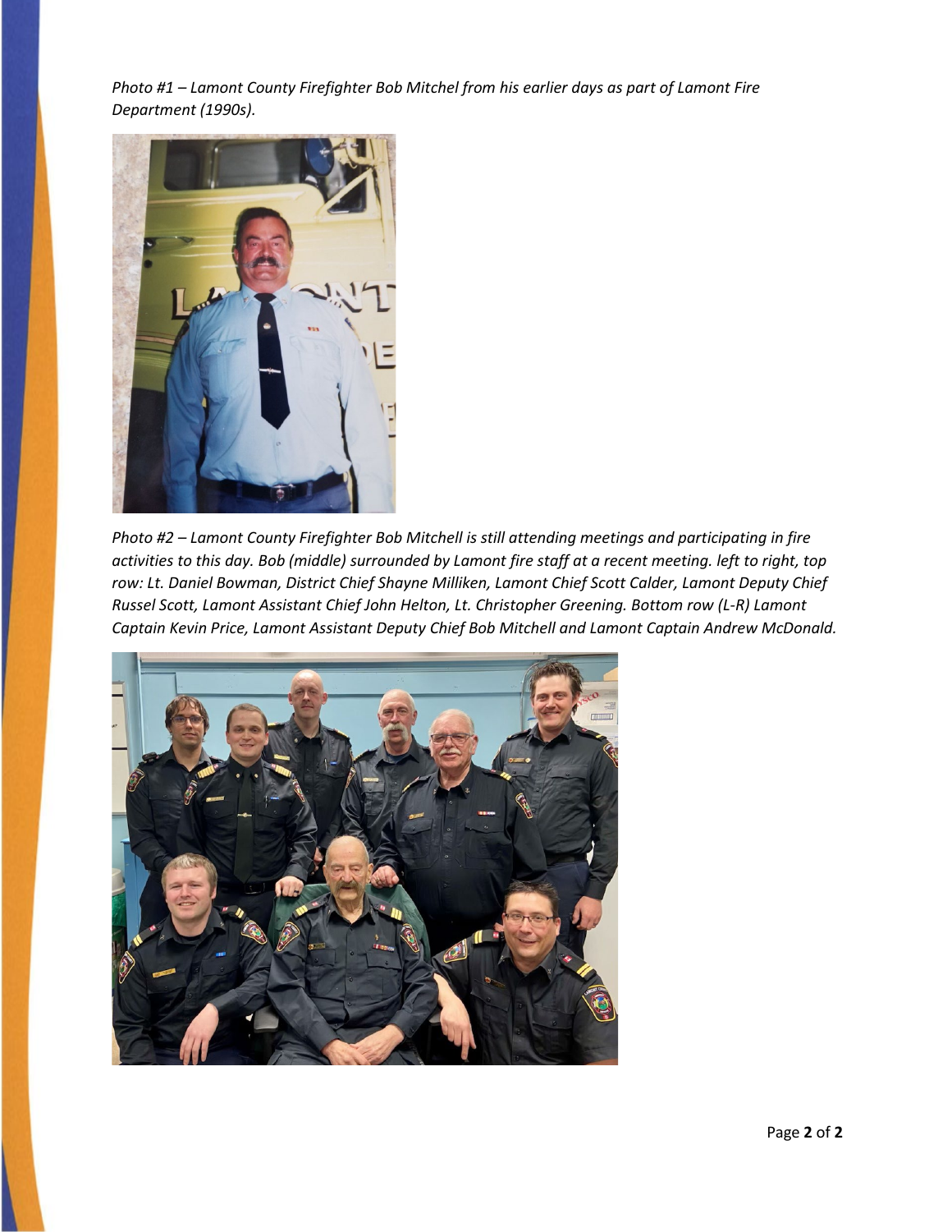*Photo #1 – Lamont County Firefighter Bob Mitchel from his earlier days as part of Lamont Fire Department (1990s).*

*Photo #2 – Lamont County Firefighter Bob Mitchell is still attending meetings and participating in fire activities to this day. Bob (middle) surrounded by Lamont fire staff at a recent meeting. left to right, top row: Lt. Daniel Bowman, District Chief Shayne Milliken, Lamont Chief Scott Calder, Lamont Deputy Chief Russel Scott, Lamont Assistant Chief John Helton, Lt. Christopher Greening. Bottom row (L-R) Lamont Captain Kevin Price, Lamont Assistant Deputy Chief Bob Mitchell and Lamont Captain Andrew McDonald.*